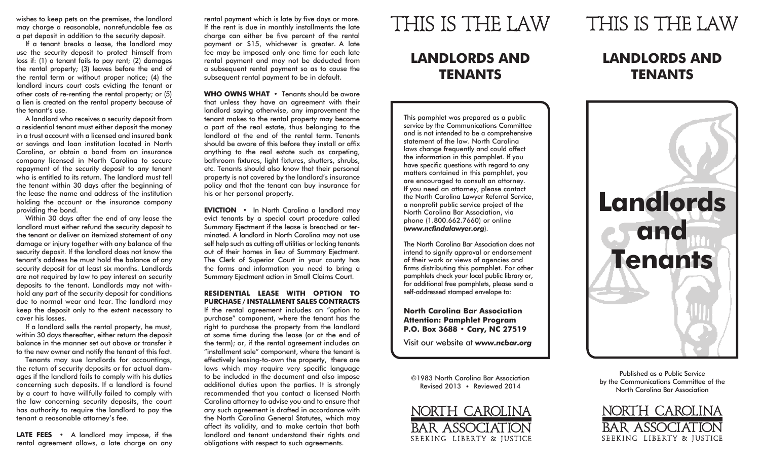wishes to keep pets on the premises, the landlord may charge a reasonable, nonrefundable fee as a pet deposit in addition to the security deposit.

If a tenant breaks a lease, the landlord may use the security deposit to protect himself from loss if: (1) a tenant fails to pay rent; (2) damages the rental property; (3) leaves before the end of the rental term or without proper notice; (4) the landlord incurs court costs evicting the tenant or other costs of re-renting the rental property; or (5) a lien is created on the rental property because of the tenant's use.

A landlord who receives a security deposit from a residential tenant must either deposit the money in a trust account with a licensed and insured bank or savings and loan institution located in North Carolina, or obtain a bond from an insurance company licensed in North Carolina to secure repayment of the security deposit to any tenant who is entitled to its return. The landlord must tell the tenant within 30 days after the beginning of the lease the name and address of the institution holding the account or the insurance company providing the bond.

Within 30 days after the end of any lease the landlord must either refund the security deposit to the tenant or deliver an itemized statement of any damage or injury together with any balance of the security deposit. If the landlord does not know the tenant's address he must hold the balance of any security deposit for at least six months. Landlords are not required by law to pay interest on security deposits to the tenant. Landlords may not withhold any part of the security deposit for conditions due to normal wear and tear. The landlord may keep the deposit only to the extent necessary to cover his losses.

If a landlord sells the rental property, he must, within 30 days thereafter, either return the deposit balance in the manner set out above or transfer it to the new owner and notify the tenant of this fact.

Tenants may sue landlords for accountings, the return of security deposits or for actual damages if the landlord fails to comply with his duties concerning such deposits. If a landlord is found by a court to have willfully failed to comply with the law concerning security deposits, the court has authority to require the landlord to pay the tenant a reasonable attorney's fee.

**LATE FEES** • A landlord may impose, if the rental agreement allows, a late charge on any rental payment which is late by five days or more. If the rent is due in monthly installments the late charge can either be five percent of the rental payment or $15, whichever is greater. A late fee may be imposed only one time for each late rental payment and may not be deducted from a subsequent rental payment so as to cause the subsequent rental payment to be in default.

**WHO OWNS WHAT** • Tenants should be aware that unless they have an agreement with their landlord saying otherwise, any improvement the tenant makes to the rental property may become a part of the real estate, thus belonging to the landlord at the end of the rental term. Tenants should be aware of this before they install or affix anything to the real estate such as carpeting, bathroom fixtures, light fixtures, shutters, shrubs, etc. Tenants should also know that their personal property is not covered by the landlord's insurance policy and that the tenant can buy insurance for his or her personal property.

**EVICTION** • In North Carolina a landlord may evict tenants by a special court procedure called Summary Ejectment if the lease is breached or terminated. A landlord in North Carolina may not use self help such as cutting off utilities or locking tenants out of their homes in lieu of Summary Ejectment. The Clerk of Superior Court in your county has the forms and information you need to bring a Summary Ejectment action in Small Claims Court.

**RESIDENTIAL LEASE WITH OPTION TO PURCHASE / INSTALLMENT SALES CONTRACTS**

If the rental agreement includes an "option to purchase" component, where the tenant has the right to purchase the property from the landlord at some time during the lease (or at the end of the term); or, if the rental agreement includes an "installment sale" component, where the tenant is effectively leasing-to-own the property, there are laws which may require very specific language to be included in the document and also impose additional duties upon the parties. It is strongly recommended that you contact a licensed North Carolina attorney to advise you and to ensure that any such agreement is drafted in accordance with the North Carolina General Statutes, which may affect its validity, and to make certain that both landlord and tenant understand their rights and obligations with respect to such agreements.

# THIS IS THE LAW

## LANDLORDS AND TENANTS

This pamphlet was prepared as a public service by the Communications Committee and is not intended to be a comprehensive statement of the law. North Carolina laws change frequently and could affect the information in this pamphlet. If you have specific questions with regard to any matters contained in this pamphlet, you are encouraged to consult an attorney. If you need an attorney, please contact the North Carolina Lawyer Referral Service, a nonprofit public service project of the North Carolina Bar Association, via phone (1.800.662.7660) or online (***www.ncfindalawyer.org***).

The North Carolina Bar Association does not intend to signify approval or endorsement of their work or views of agencies and firms distributing this pamphlet. For other pamphlets check your local public library or, for additional free pamphlets, please send a self-addressed stamped envelope to:

**North Carolina Bar Association**
**Attention: Pamphlet Program**
**P.O. Box 3688 • Cary, NC 27519**

Visit our website at ***www.ncbar.org***

©1983 North Carolina Bar Association
Revised 2013 • Reviewed 2014

NORTH CAROLINA BAR ASSOCIATION
SEEKING LIBERTY & JUSTICE

# THIS IS THE LAW

## LANDLORDS AND TENANTS

# Landlords and Tenants

Published as a Public Service by the Communications Committee of the North Carolina Bar Association

NORTH CAROLINA BAR ASSOCIATION
SEEKING LIBERTY & JUSTICE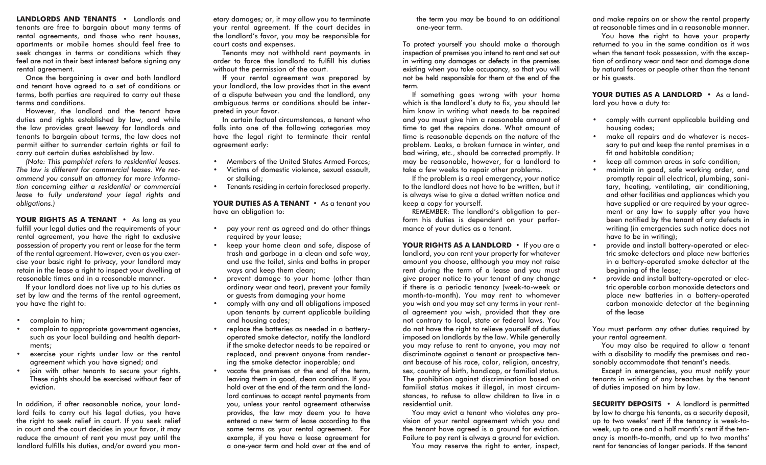**LANDLORDS AND TENANTS** • Landlords and tenants are free to bargain about many terms of rental agreements, and those who rent houses, apartments or mobile homes should feel free to seek changes in terms or conditions which they feel are not in their best interest before signing any rental agreement.

Once the bargaining is over and both landlord and tenant have agreed to a set of conditions or terms, both parties are required to carry out these terms and conditions.

However, the landlord and the tenant have duties and rights established by law, and while the law provides great leeway for landlords and tenants to bargain about terms, the law does not permit either to surrender certain rights or fail to carry out certain duties established by law.

*(Note: This pamphlet refers to residential leases. The law is different for commercial leases. We recommend you consult an attorney for more information concerning either a residential or commercial lease to fully understand your legal rights and obligations.)*

**YOUR RIGHTS AS A TENANT** • As long as you fulfill your legal duties and the requirements of your rental agreement, you have the right to exclusive possession of property you rent or lease for the term of the rental agreement. However, even as you exercise your basic right to privacy, your landlord may retain in the lease a right to inspect your dwelling at reasonable times and in a reasonable manner.

If your landlord does not live up to his duties as set by law and the terms of the rental agreement, you have the right to:

- complain to him;
- complain to appropriate government agencies, such as your local building and health departments;
- exercise your rights under law or the rental agreement which you have signed; and
- join with other tenants to secure your rights. These rights should be exercised without fear of eviction.

In addition, if after reasonable notice, your landlord fails to carry out his legal duties, you have the right to seek relief in court. If you seek relief in court and the court decides in your favor, it may reduce the amount of rent you must pay until the landlord fulfills his duties, and/or award you monetary damages; or, it may allow you to terminate your rental agreement. If the court decides in the landlord's favor, you may be responsible for court costs and expenses.

Tenants may not withhold rent payments in order to force the landlord to fulfill his duties without the permission of the court.

If your rental agreement was prepared by your landlord, the law provides that in the event of a dispute between you and the landlord, any ambiguous terms or conditions should be interpreted in your favor.

In certain factual circumstances, a tenant who falls into one of the following categories may have the legal right to terminate their rental agreement early:

- Members of the United States Armed Forces;
- Victims of domestic violence, sexual assault, or stalking;
- Tenants residing in certain foreclosed property.

**YOUR DUTIES AS A TENANT** • As a tenant you have an obligation to:

- pay your rent as agreed and do other things required by your lease;
- keep your home clean and safe, dispose of trash and garbage in a clean and safe way, and use the toilet, sinks and baths in proper ways and keep them clean;
- prevent damage to your home (other than ordinary wear and tear), prevent your family or guests from damaging your home
- comply with any and all obligations imposed upon tenants by current applicable building and housing codes;
- replace the batteries as needed in a battery-operated smoke detector, notify the landlord if the smoke detector needs to be repaired or replaced, and prevent anyone from rendering the smoke detector inoperable; and
- vacate the premises at the end of the term, leaving them in good, clean condition. If you hold over at the end of the term and the landlord continues to accept rental payments from you, unless your rental agreement otherwise provides, the law may deem you to have entered a new term of lease according to the same terms as your rental agreement. For example, if you have a lease agreement for a one-year term and hold over at the end of the term you may be bound to an additional one-year term.

To protect yourself you should make a thorough inspection of premises you intend to rent and set out in writing any damages or defects in the premises existing when you take occupancy, so that you will not be held responsible for them at the end of the term.

If something goes wrong with your home which is the landlord's duty to fix, you should let him know in writing what needs to be repaired and you must give him a reasonable amount of time to get the repairs done. What amount of time is reasonable depends on the nature of the problem. Leaks, a broken furnace in winter, and bad wiring, etc., should be corrected promptly. It may be reasonable, however, for a landlord to take a few weeks to repair other problems.

If the problem is a real emergency, your notice to the landlord does not have to be written, but it is always wise to give a dated written notice and keep a copy for yourself.

REMEMBER: The landlord's obligation to perform his duties is dependent on your performance of your duties as a tenant.

**YOUR RIGHTS AS A LANDLORD** • If you are a landlord, you can rent your property for whatever amount you choose, although you may not raise rent during the term of a lease and you must give proper notice to your tenant of any change if there is a periodic tenancy (week-to-week or month-to-month). You may rent to whomever you wish and you may set any terms in your rental agreement you wish, provided that they are not contrary to local, state or federal laws. You do not have the right to relieve yourself of duties imposed on landlords by the law. While generally you may refuse to rent to anyone, you may not discriminate against a tenant or prospective tenant because of his race, color, religion, ancestry, sex, country of birth, handicap, or familial status. The prohibition against discrimination based on familial status makes it illegal, in most circumstances, to refuse to allow children to live in a residential unit.

You may evict a tenant who violates any provision of your rental agreement which you and the tenant have agreed is a ground for eviction. Failure to pay rent is always a ground for eviction.

You may reserve the right to enter, inspect, and make repairs on or show the rental property at reasonable times and in a reasonable manner.

You have the right to have your property returned to you in the same condition as it was when the tenant took possession, with the exception of ordinary wear and tear and damage done by natural forces or people other than the tenant or his guests.

**YOUR DUTIES AS A LANDLORD** • As a landlord you have a duty to:

- comply with current applicable building and housing codes;
- make all repairs and do whatever is necessary to put and keep the rental premises in a fit and habitable condition;
- keep all common areas in safe condition;
- maintain in good, safe working order, and promptly repair all electrical, plumbing, sanitary, heating, ventilating, air conditioning, and other facilities and appliances which you have supplied or are required by your agreement or any law to supply after you have been notified by the tenant of any defects in writing (in emergencies such notice does not have to be in writing);
- provide and install battery-operated or electric smoke detectors and place new batteries in a battery-operated smoke detector at the beginning of the lease;
- provide and install battery-operated or electric operable carbon monoxide detectors and place new batteries in a battery-operated carbon monoxide detector at the beginning of the lease

You must perform any other duties required by your rental agreement.

You may also be required to allow a tenant with a disability to modify the premises and reasonably accommodate that tenant's needs.

Except in emergencies, you must notify your tenants in writing of any breaches by the tenant of duties imposed on him by law.

**SECURITY DEPOSITS** • A landlord is permitted by law to charge his tenants, as a security deposit, up to two weeks' rent if the tenancy is week-to-week, up to one and a half month's rent if the tenancy is month-to-month, and up to two months' rent for tenancies of longer periods. If the tenant